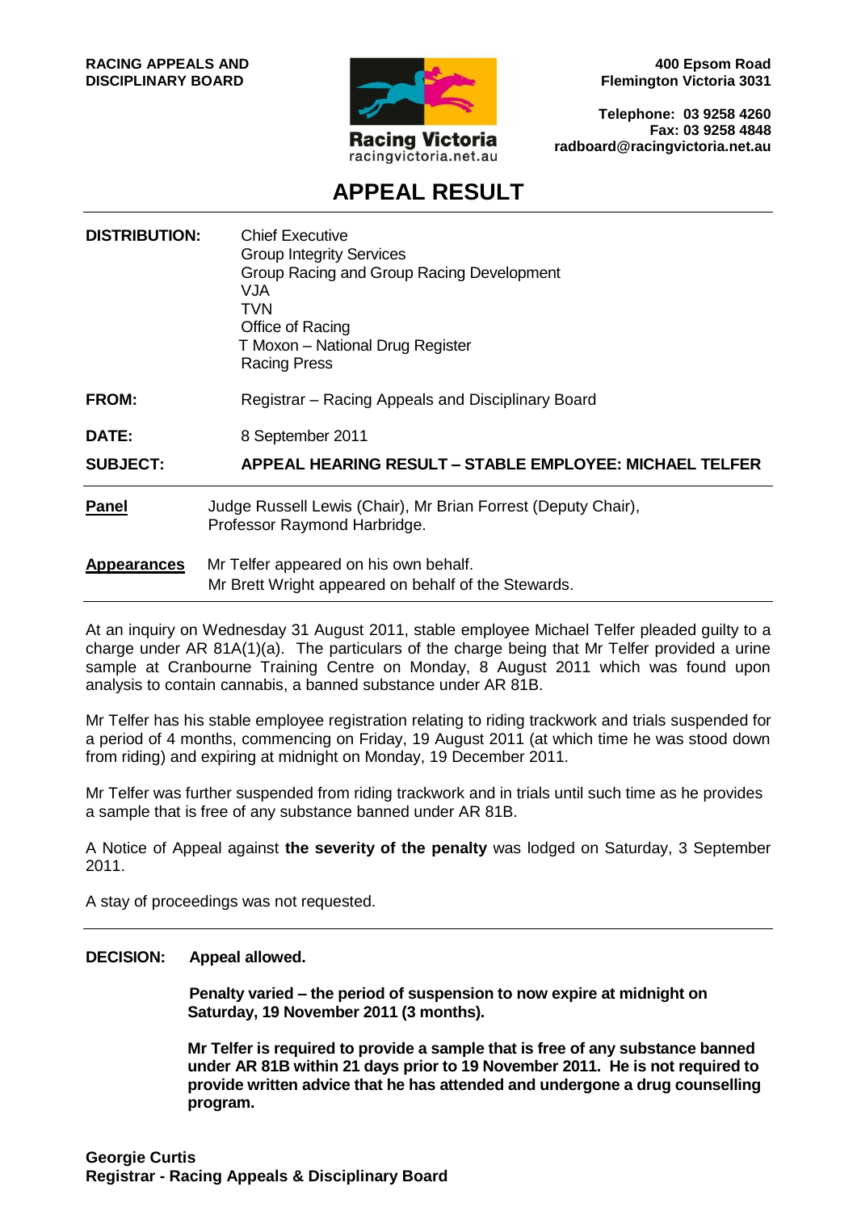**RACING APPEALS AND DISCIPLINARY BOARD**

Racing Victoria
racingvictoria.net.au

**400 Epsom Road**
**Flemington Victoria 3031**

**Telephone: 03 9258 4260**
**Fax: 03 9258 4848**
**radboard@racingvictoria.net.au**

# APPEAL RESULT

**DISTRIBUTION:** Chief Executive
Group Integrity Services
Group Racing and Group Racing Development
VJA
TVN
Office of Racing
T Moxon – National Drug Register
Racing Press

**FROM:** Registrar – Racing Appeals and Disciplinary Board

**DATE:** 8 September 2011

**SUBJECT:** **APPEAL HEARING RESULT – STABLE EMPLOYEE: MICHAEL TELFER**

---

**Panel** Judge Russell Lewis (Chair), Mr Brian Forrest (Deputy Chair), Professor Raymond Harbridge.

**Appearances** Mr Telfer appeared on his own behalf.
Mr Brett Wright appeared on behalf of the Stewards.

---

At an inquiry on Wednesday 31 August 2011, stable employee Michael Telfer pleaded guilty to a charge under AR 81A(1)(a). The particulars of the charge being that Mr Telfer provided a urine sample at Cranbourne Training Centre on Monday, 8 August 2011 which was found upon analysis to contain cannabis, a banned substance under AR 81B.

Mr Telfer has his stable employee registration relating to riding trackwork and trials suspended for a period of 4 months, commencing on Friday, 19 August 2011 (at which time he was stood down from riding) and expiring at midnight on Monday, 19 December 2011.

Mr Telfer was further suspended from riding trackwork and in trials until such time as he provides a sample that is free of any substance banned under AR 81B.

A Notice of Appeal against **the severity of the penalty** was lodged on Saturday, 3 September 2011.

A stay of proceedings was not requested.

---

**DECISION:** **Appeal allowed.**

**Penalty varied – the period of suspension to now expire at midnight on Saturday, 19 November 2011 (3 months).**

**Mr Telfer is required to provide a sample that is free of any substance banned under AR 81B within 21 days prior to 19 November 2011. He is not required to provide written advice that he has attended and undergone a drug counselling program.**

**Georgie Curtis**
**Registrar - Racing Appeals & Disciplinary Board**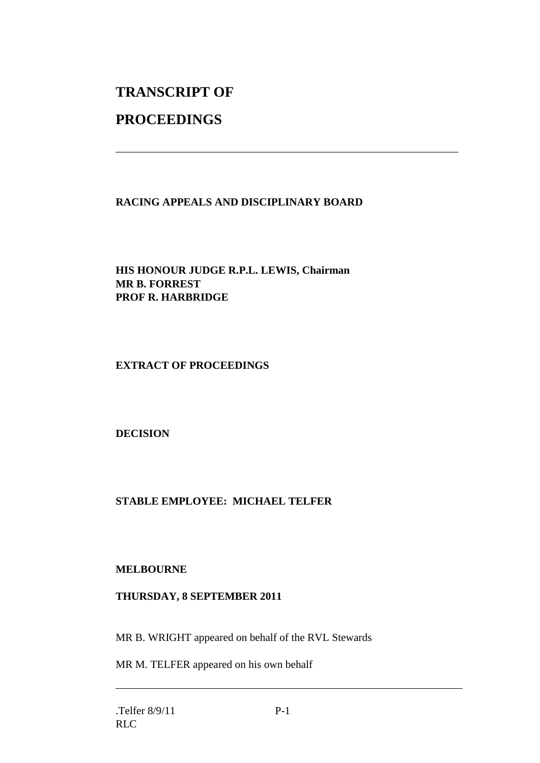# TRANSCRIPT OF

# PROCEEDINGS

---

**RACING APPEALS AND DISCIPLINARY BOARD**

**HIS HONOUR JUDGE R.P.L. LEWIS, Chairman**
**MR B. FORREST**
**PROF R. HARBRIDGE**

**EXTRACT OF PROCEEDINGS**

**DECISION**

**STABLE EMPLOYEE: MICHAEL TELFER**

**MELBOURNE**

**THURSDAY, 8 SEPTEMBER 2011**

MR B. WRIGHT appeared on behalf of the RVL Stewards

MR M. TELFER appeared on his own behalf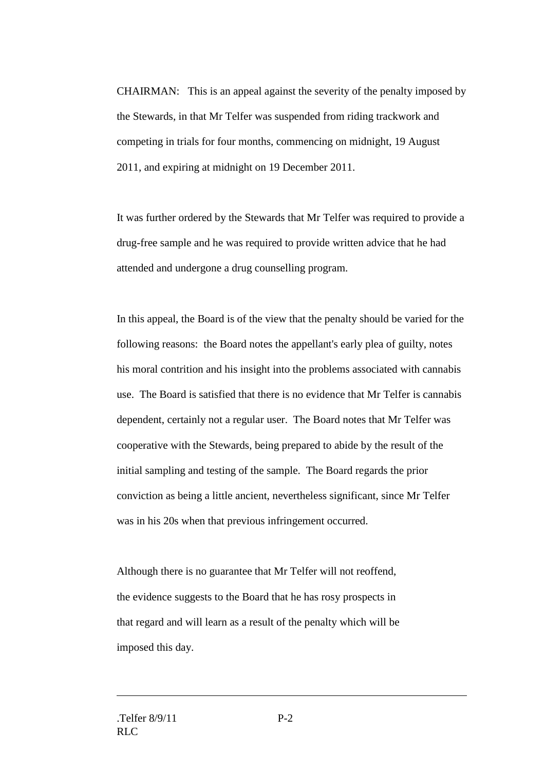CHAIRMAN: This is an appeal against the severity of the penalty imposed by the Stewards, in that Mr Telfer was suspended from riding trackwork and competing in trials for four months, commencing on midnight, 19 August 2011, and expiring at midnight on 19 December 2011.

It was further ordered by the Stewards that Mr Telfer was required to provide a drug-free sample and he was required to provide written advice that he had attended and undergone a drug counselling program.

In this appeal, the Board is of the view that the penalty should be varied for the following reasons: the Board notes the appellant's early plea of guilty, notes his moral contrition and his insight into the problems associated with cannabis use. The Board is satisfied that there is no evidence that Mr Telfer is cannabis dependent, certainly not a regular user. The Board notes that Mr Telfer was cooperative with the Stewards, being prepared to abide by the result of the initial sampling and testing of the sample. The Board regards the prior conviction as being a little ancient, nevertheless significant, since Mr Telfer was in his 20s when that previous infringement occurred.

Although there is no guarantee that Mr Telfer will not reoffend, the evidence suggests to the Board that he has rosy prospects in that regard and will learn as a result of the penalty which will be imposed this day.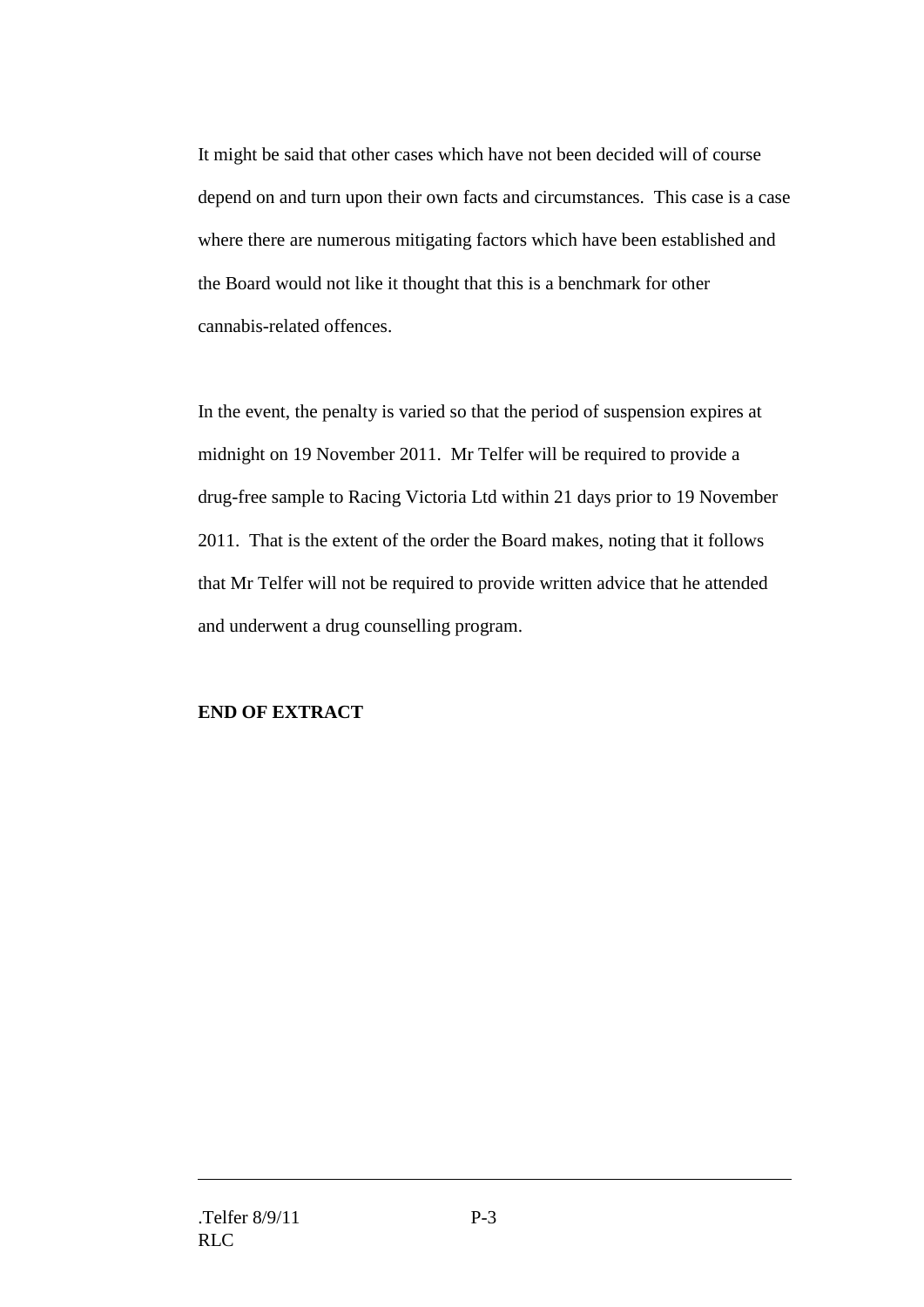It might be said that other cases which have not been decided will of course depend on and turn upon their own facts and circumstances. This case is a case where there are numerous mitigating factors which have been established and the Board would not like it thought that this is a benchmark for other cannabis-related offences.

In the event, the penalty is varied so that the period of suspension expires at midnight on 19 November 2011. Mr Telfer will be required to provide a drug-free sample to Racing Victoria Ltd within 21 days prior to 19 November 2011. That is the extent of the order the Board makes, noting that it follows that Mr Telfer will not be required to provide written advice that he attended and underwent a drug counselling program.

**END OF EXTRACT**